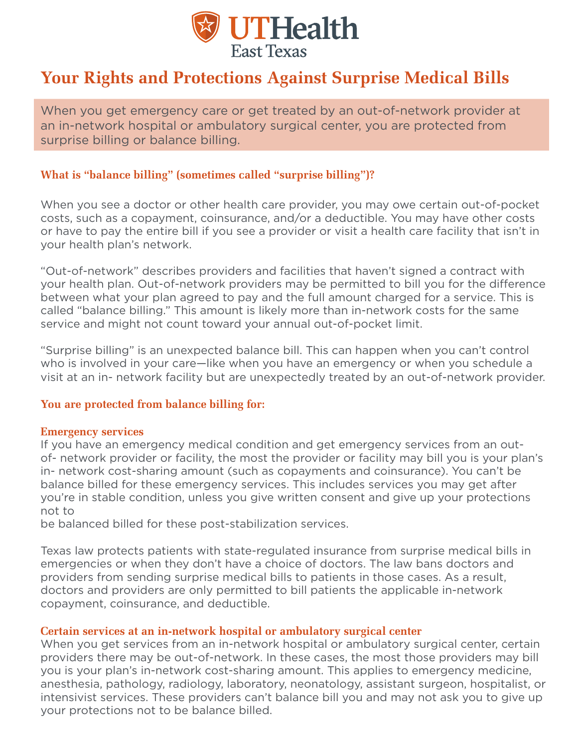UTHealth East Texas

# Your Rights and Protections Against Surprise Medical Bills

When you get emergency care or get treated by an out-of-network provider at an in-network hospital or ambulatory surgical center, you are protected from surprise billing or balance billing.

## What is "balance billing" (sometimes called "surprise billing")?

When you see a doctor or other health care provider, you may owe certain out-of-pocket costs, such as a copayment, coinsurance, and/or a deductible. You may have other costs or have to pay the entire bill if you see a provider or visit a health care facility that isn't in your health plan's network.

"Out-of-network" describes providers and facilities that haven't signed a contract with your health plan. Out-of-network providers may be permitted to bill you for the difference between what your plan agreed to pay and the full amount charged for a service. This is called "balance billing." This amount is likely more than in-network costs for the same service and might not count toward your annual out-of-pocket limit.

"Surprise billing" is an unexpected balance bill. This can happen when you can't control who is involved in your care—like when you have an emergency or when you schedule a visit at an in- network facility but are unexpectedly treated by an out-of-network provider.

## You are protected from balance billing for:

### Emergency services

If you have an emergency medical condition and get emergency services from an out-of- network provider or facility, the most the provider or facility may bill you is your plan's in- network cost-sharing amount (such as copayments and coinsurance). You can't be balance billed for these emergency services. This includes services you may get after you're in stable condition, unless you give written consent and give up your protections not to be balanced billed for these post-stabilization services.

Texas law protects patients with state-regulated insurance from surprise medical bills in emergencies or when they don't have a choice of doctors. The law bans doctors and providers from sending surprise medical bills to patients in those cases. As a result, doctors and providers are only permitted to bill patients the applicable in-network copayment, coinsurance, and deductible.

### Certain services at an in-network hospital or ambulatory surgical center

When you get services from an in-network hospital or ambulatory surgical center, certain providers there may be out-of-network. In these cases, the most those providers may bill you is your plan's in-network cost-sharing amount. This applies to emergency medicine, anesthesia, pathology, radiology, laboratory, neonatology, assistant surgeon, hospitalist, or intensivist services. These providers can't balance bill you and may not ask you to give up your protections not to be balance billed.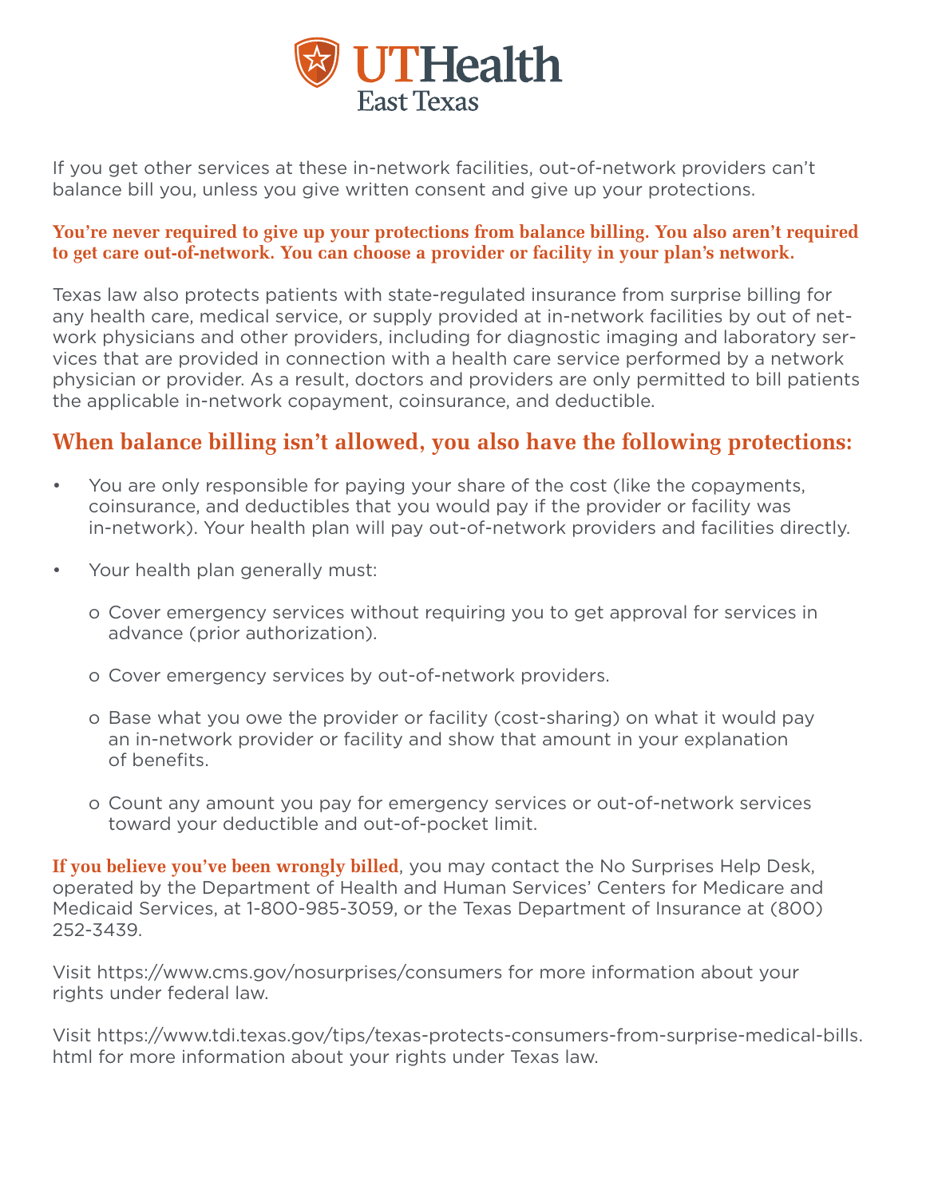If you get other services at these in-network facilities, out-of-network providers can't balance bill you, unless you give written consent and give up your protections.

**You're never required to give up your protections from balance billing. You also aren't required to get care out-of-network. You can choose a provider or facility in your plan's network.**

Texas law also protects patients with state-regulated insurance from surprise billing for any health care, medical service, or supply provided at in-network facilities by out of network physicians and other providers, including for diagnostic imaging and laboratory services that are provided in connection with a health care service performed by a network physician or provider. As a result, doctors and providers are only permitted to bill patients the applicable in-network copayment, coinsurance, and deductible.

## When balance billing isn't allowed, you also have the following protections:

- You are only responsible for paying your share of the cost (like the copayments, coinsurance, and deductibles that you would pay if the provider or facility was in-network). Your health plan will pay out-of-network providers and facilities directly.
- Your health plan generally must:
  - Cover emergency services without requiring you to get approval for services in advance (prior authorization).
  - Cover emergency services by out-of-network providers.
  - Base what you owe the provider or facility (cost-sharing) on what it would pay an in-network provider or facility and show that amount in your explanation of benefits.
  - Count any amount you pay for emergency services or out-of-network services toward your deductible and out-of-pocket limit.

**If you believe you've been wrongly billed**, you may contact the No Surprises Help Desk, operated by the Department of Health and Human Services' Centers for Medicare and Medicaid Services, at 1-800-985-3059, or the Texas Department of Insurance at (800) 252-3439.

Visit https://www.cms.gov/nosurprises/consumers for more information about your rights under federal law.

Visit https://www.tdi.texas.gov/tips/texas-protects-consumers-from-surprise-medical-bills.html for more information about your rights under Texas law.